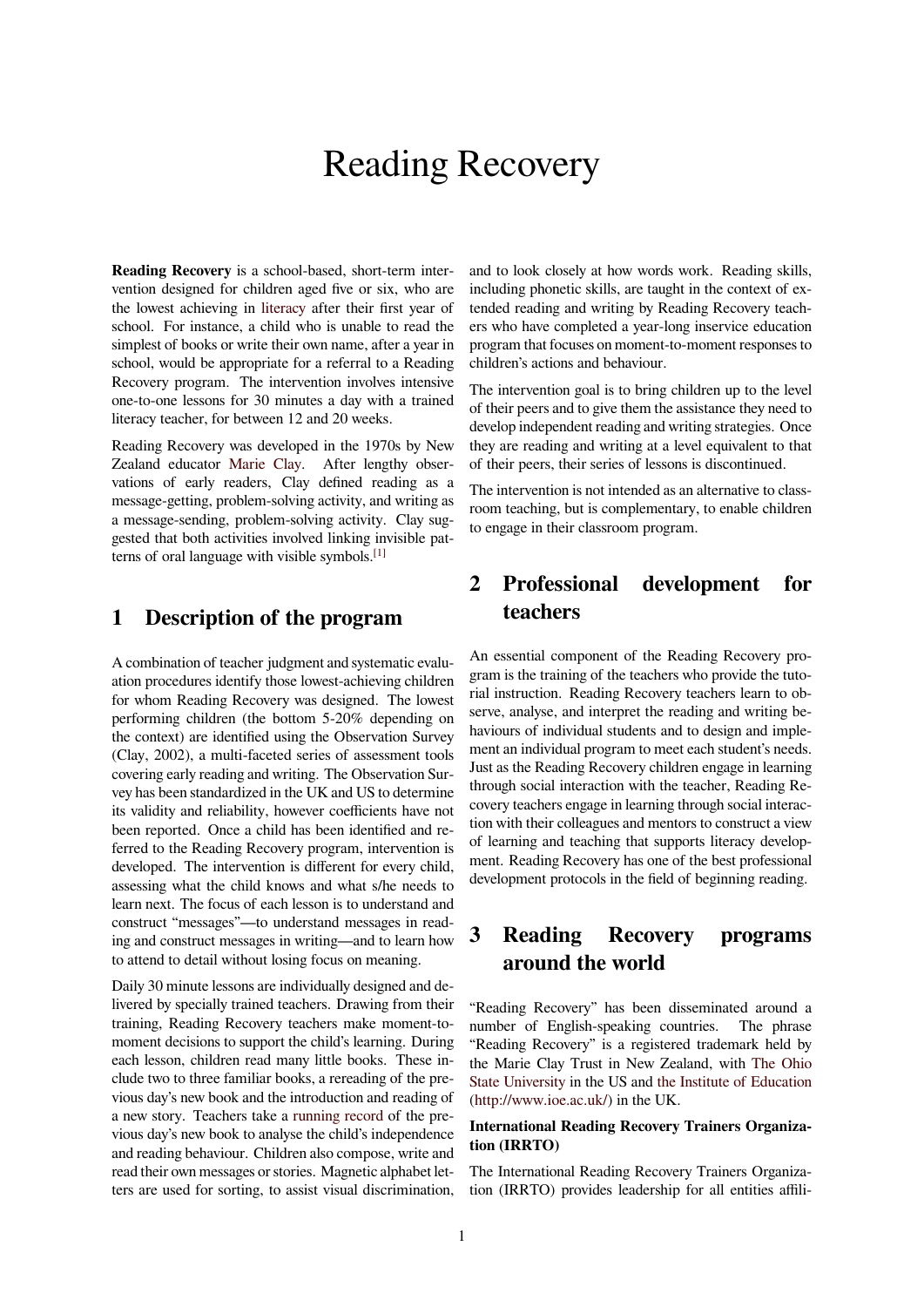# Reading Recovery

**Reading Recovery** is a school-based, short-term intervention designed for children aged five or six, who are the lowest achieving in literacy after their first year of school. For instance, a child who is unable to read the simplest of books or write their own name, after a year in school, would be appropriate for a referral to a Reading Recovery program. The intervention involves intensive one-to-one lessons for 30 minutes a day with a trained literacy teacher, for between 12 and 20 weeks.

Reading Recovery was developed in the 1970s by New Zealand educator Marie Clay. After lengthy observations of early readers, Clay defined reading as a message-getting, problem-solving activity, and writing as a message-sending, problem-solving activity. Clay suggested that both activities involved linking invisible patterns of oral language with visible symbols.[1]

## 1 Description of the program

A combination of teacher judgment and systematic evaluation procedures identify those lowest-achieving children for whom Reading Recovery was designed. The lowest performing children (the bottom 5-20% depending on the context) are identified using the Observation Survey (Clay, 2002), a multi-faceted series of assessment tools covering early reading and writing. The Observation Survey has been standardized in the UK and US to determine its validity and reliability, however coefficients have not been reported. Once a child has been identified and referred to the Reading Recovery program, intervention is developed. The intervention is different for every child, assessing what the child knows and what s/he needs to learn next. The focus of each lesson is to understand and construct "messages"—to understand messages in reading and construct messages in writing—and to learn how to attend to detail without losing focus on meaning.

Daily 30 minute lessons are individually designed and delivered by specially trained teachers. Drawing from their training, Reading Recovery teachers make moment-to-moment decisions to support the child's learning. During each lesson, children read many little books. These include two to three familiar books, a rereading of the previous day's new book and the introduction and reading of a new story. Teachers take a running record of the previous day's new book to analyse the child's independence and reading behaviour. Children also compose, write and read their own messages or stories. Magnetic alphabet letters are used for sorting, to assist visual discrimination, and to look closely at how words work. Reading skills, including phonetic skills, are taught in the context of extended reading and writing by Reading Recovery teachers who have completed a year-long inservice education program that focuses on moment-to-moment responses to children's actions and behaviour.

The intervention goal is to bring children up to the level of their peers and to give them the assistance they need to develop independent reading and writing strategies. Once they are reading and writing at a level equivalent to that of their peers, their series of lessons is discontinued.

The intervention is not intended as an alternative to classroom teaching, but is complementary, to enable children to engage in their classroom program.

## 2 Professional development for teachers

An essential component of the Reading Recovery program is the training of the teachers who provide the tutorial instruction. Reading Recovery teachers learn to observe, analyse, and interpret the reading and writing behaviours of individual students and to design and implement an individual program to meet each student's needs. Just as the Reading Recovery children engage in learning through social interaction with the teacher, Reading Recovery teachers engage in learning through social interaction with their colleagues and mentors to construct a view of learning and teaching that supports literacy development. Reading Recovery has one of the best professional development protocols in the field of beginning reading.

## 3 Reading Recovery programs around the world

"Reading Recovery" has been disseminated around a number of English-speaking countries. The phrase "Reading Recovery" is a registered trademark held by the Marie Clay Trust in New Zealand, with The Ohio State University in the US and the Institute of Education (http://www.ioe.ac.uk/) in the UK.

**International Reading Recovery Trainers Organization (IRRTO)**

The International Reading Recovery Trainers Organization (IRRTO) provides leadership for all entities affili-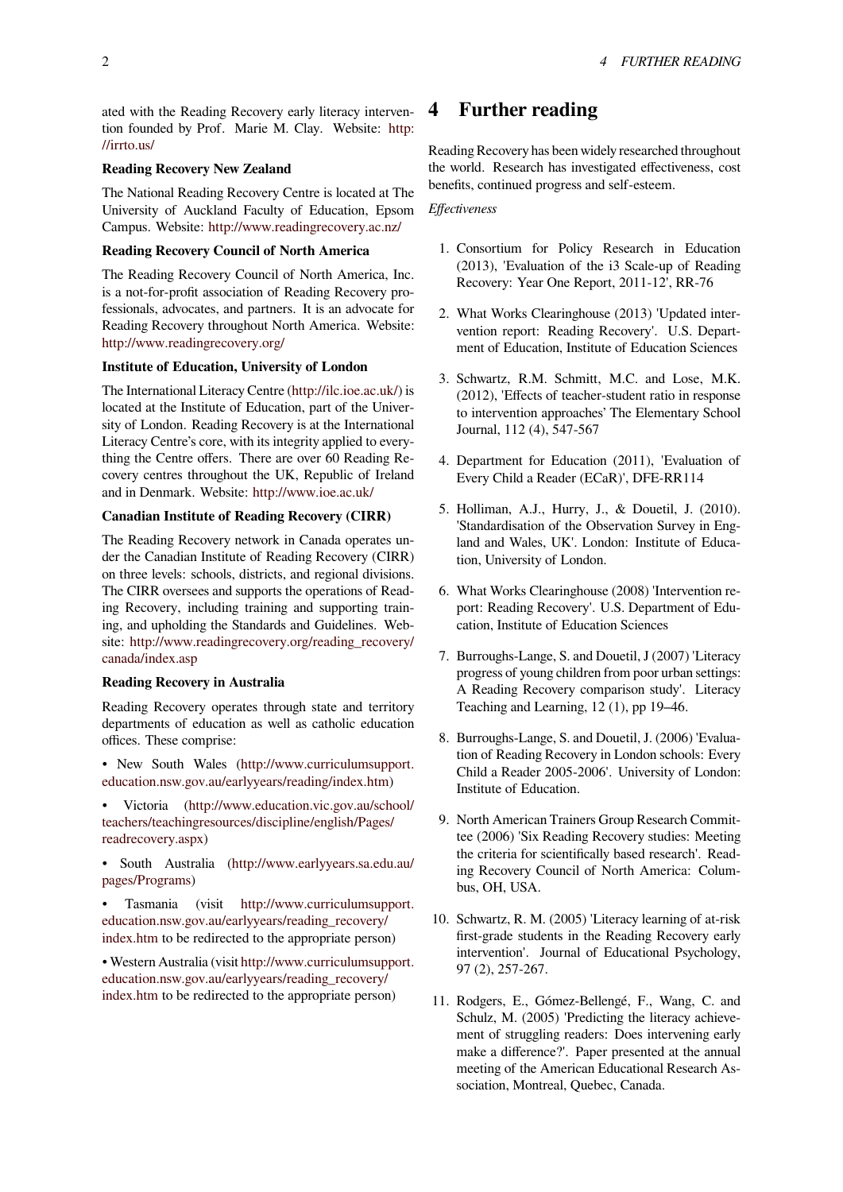ated with the Reading Recovery early literacy intervention founded by Prof. Marie M. Clay. Website: http://irrto.us/

**Reading Recovery New Zealand**

The National Reading Recovery Centre is located at The University of Auckland Faculty of Education, Epsom Campus. Website: http://www.readingrecovery.ac.nz/

**Reading Recovery Council of North America**

The Reading Recovery Council of North America, Inc. is a not-for-profit association of Reading Recovery professionals, advocates, and partners. It is an advocate for Reading Recovery throughout North America. Website: http://www.readingrecovery.org/

**Institute of Education, University of London**

The International Literacy Centre (http://ilc.ioe.ac.uk/) is located at the Institute of Education, part of the University of London. Reading Recovery is at the International Literacy Centre's core, with its integrity applied to everything the Centre offers. There are over 60 Reading Recovery centres throughout the UK, Republic of Ireland and in Denmark. Website: http://www.ioe.ac.uk/

**Canadian Institute of Reading Recovery (CIRR)**

The Reading Recovery network in Canada operates under the Canadian Institute of Reading Recovery (CIRR) on three levels: schools, districts, and regional divisions. The CIRR oversees and supports the operations of Reading Recovery, including training and supporting training, and upholding the Standards and Guidelines. Website: http://www.readingrecovery.org/reading_recovery/canada/index.asp

**Reading Recovery in Australia**

Reading Recovery operates through state and territory departments of education as well as catholic education offices. These comprise:

• New South Wales (http://www.curriculumsupport.education.nsw.gov.au/earlyyears/reading/index.htm)

• Victoria (http://www.education.vic.gov.au/school/teachers/teachingresources/discipline/english/Pages/readrecovery.aspx)

• South Australia (http://www.earlyyears.sa.edu.au/pages/Programs)

• Tasmania (visit http://www.curriculumsupport.education.nsw.gov.au/earlyyears/reading_recovery/index.htm to be redirected to the appropriate person)

• Western Australia (visit http://www.curriculumsupport.education.nsw.gov.au/earlyyears/reading_recovery/index.htm to be redirected to the appropriate person)

## 4 Further reading

Reading Recovery has been widely researched throughout the world. Research has investigated effectiveness, cost benefits, continued progress and self-esteem.

*Effectiveness*

1. Consortium for Policy Research in Education (2013), 'Evaluation of the i3 Scale-up of Reading Recovery: Year One Report, 2011-12', RR-76
2. What Works Clearinghouse (2013) 'Updated intervention report: Reading Recovery'. U.S. Department of Education, Institute of Education Sciences
3. Schwartz, R.M. Schmitt, M.C. and Lose, M.K. (2012), 'Effects of teacher-student ratio in response to intervention approaches' The Elementary School Journal, 112 (4), 547-567
4. Department for Education (2011), 'Evaluation of Every Child a Reader (ECaR)', DFE-RR114
5. Holliman, A.J., Hurry, J., & Douetil, J. (2010). 'Standardisation of the Observation Survey in England and Wales, UK'. London: Institute of Education, University of London.
6. What Works Clearinghouse (2008) 'Intervention report: Reading Recovery'. U.S. Department of Education, Institute of Education Sciences
7. Burroughs-Lange, S. and Douetil, J (2007) 'Literacy progress of young children from poor urban settings: A Reading Recovery comparison study'. Literacy Teaching and Learning, 12 (1), pp 19–46.
8. Burroughs-Lange, S. and Douetil, J. (2006) 'Evaluation of Reading Recovery in London schools: Every Child a Reader 2005-2006'. University of London: Institute of Education.
9. North American Trainers Group Research Committee (2006) 'Six Reading Recovery studies: Meeting the criteria for scientifically based research'. Reading Recovery Council of North America: Columbus, OH, USA.
10. Schwartz, R. M. (2005) 'Literacy learning of at-risk first-grade students in the Reading Recovery early intervention'. Journal of Educational Psychology, 97 (2), 257-267.
11. Rodgers, E., Gómez-Bellengé, F., Wang, C. and Schulz, M. (2005) 'Predicting the literacy achievement of struggling readers: Does intervening early make a difference?'. Paper presented at the annual meeting of the American Educational Research Association, Montreal, Quebec, Canada.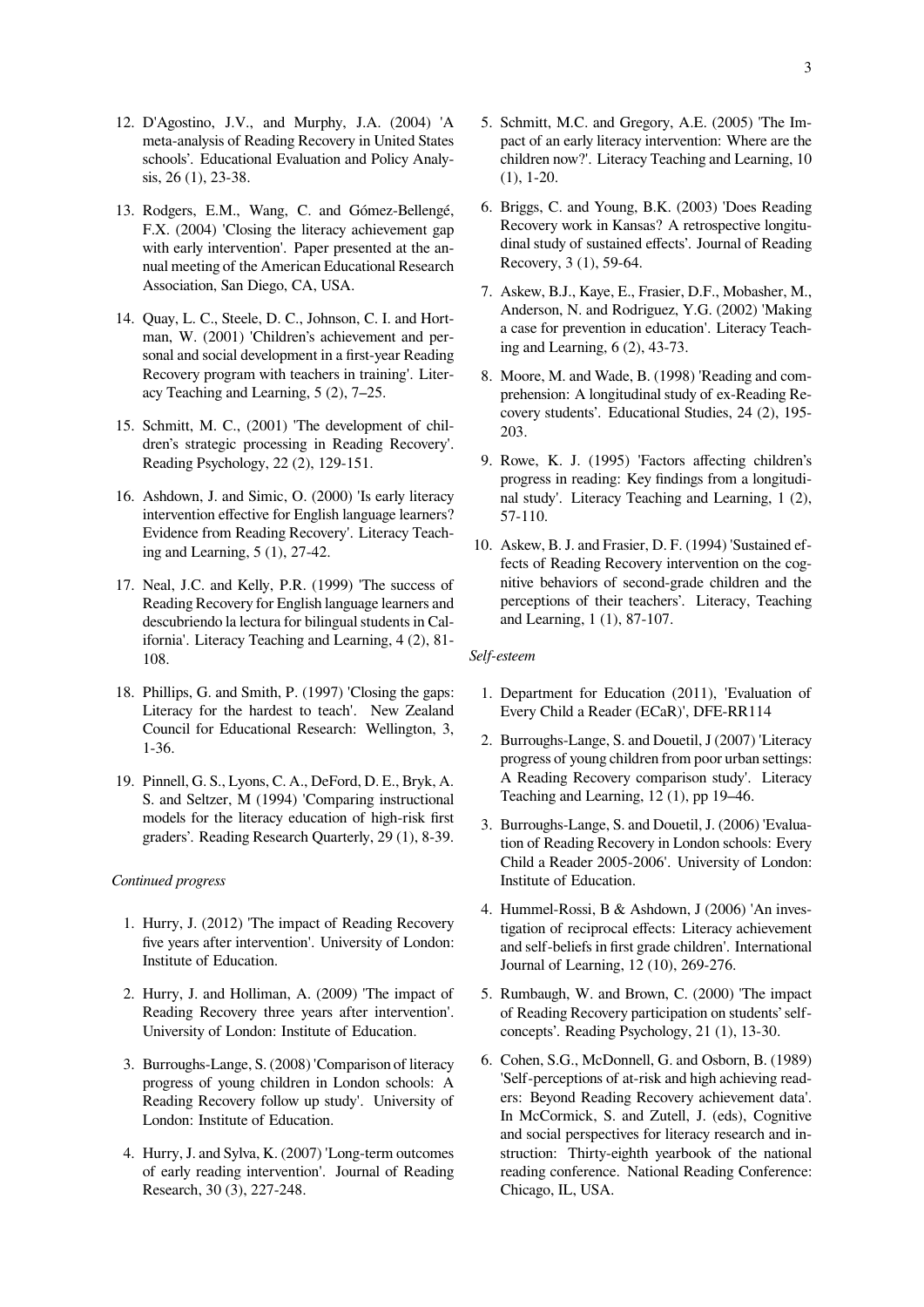12. D'Agostino, J.V., and Murphy, J.A. (2004) 'A meta-analysis of Reading Recovery in United States schools'. Educational Evaluation and Policy Analysis, 26 (1), 23-38.

13. Rodgers, E.M., Wang, C. and Gómez-Bellengé, F.X. (2004) 'Closing the literacy achievement gap with early intervention'. Paper presented at the annual meeting of the American Educational Research Association, San Diego, CA, USA.

14. Quay, L. C., Steele, D. C., Johnson, C. I. and Hortman, W. (2001) 'Children's achievement and personal and social development in a first-year Reading Recovery program with teachers in training'. Literacy Teaching and Learning, 5 (2), 7–25.

15. Schmitt, M. C., (2001) 'The development of children's strategic processing in Reading Recovery'. Reading Psychology, 22 (2), 129-151.

16. Ashdown, J. and Simic, O. (2000) 'Is early literacy intervention effective for English language learners? Evidence from Reading Recovery'. Literacy Teaching and Learning, 5 (1), 27-42.

17. Neal, J.C. and Kelly, P.R. (1999) 'The success of Reading Recovery for English language learners and descubriendo la lectura for bilingual students in California'. Literacy Teaching and Learning, 4 (2), 81-108.

18. Phillips, G. and Smith, P. (1997) 'Closing the gaps: Literacy for the hardest to teach'. New Zealand Council for Educational Research: Wellington, 3, 1-36.

19. Pinnell, G. S., Lyons, C. A., DeFord, D. E., Bryk, A. S. and Seltzer, M (1994) 'Comparing instructional models for the literacy education of high-risk first graders'. Reading Research Quarterly, 29 (1), 8-39.

*Continued progress*

1. Hurry, J. (2012) 'The impact of Reading Recovery five years after intervention'. University of London: Institute of Education.

2. Hurry, J. and Holliman, A. (2009) 'The impact of Reading Recovery three years after intervention'. University of London: Institute of Education.

3. Burroughs-Lange, S. (2008) 'Comparison of literacy progress of young children in London schools: A Reading Recovery follow up study'. University of London: Institute of Education.

4. Hurry, J. and Sylva, K. (2007) 'Long-term outcomes of early reading intervention'. Journal of Reading Research, 30 (3), 227-248.

5. Schmitt, M.C. and Gregory, A.E. (2005) 'The Impact of an early literacy intervention: Where are the children now?'. Literacy Teaching and Learning, 10 (1), 1-20.

6. Briggs, C. and Young, B.K. (2003) 'Does Reading Recovery work in Kansas? A retrospective longitudinal study of sustained effects'. Journal of Reading Recovery, 3 (1), 59-64.

7. Askew, B.J., Kaye, E., Frasier, D.F., Mobasher, M., Anderson, N. and Rodriguez, Y.G. (2002) 'Making a case for prevention in education'. Literacy Teaching and Learning, 6 (2), 43-73.

8. Moore, M. and Wade, B. (1998) 'Reading and comprehension: A longitudinal study of ex-Reading Recovery students'. Educational Studies, 24 (2), 195-203.

9. Rowe, K. J. (1995) 'Factors affecting children's progress in reading: Key findings from a longitudinal study'. Literacy Teaching and Learning, 1 (2), 57-110.

10. Askew, B. J. and Frasier, D. F. (1994) 'Sustained effects of Reading Recovery intervention on the cognitive behaviors of second-grade children and the perceptions of their teachers'. Literacy, Teaching and Learning, 1 (1), 87-107.

*Self-esteem*

1. Department for Education (2011), 'Evaluation of Every Child a Reader (ECaR)', DFE-RR114

2. Burroughs-Lange, S. and Douetil, J (2007) 'Literacy progress of young children from poor urban settings: A Reading Recovery comparison study'. Literacy Teaching and Learning, 12 (1), pp 19–46.

3. Burroughs-Lange, S. and Douetil, J. (2006) 'Evaluation of Reading Recovery in London schools: Every Child a Reader 2005-2006'. University of London: Institute of Education.

4. Hummel-Rossi, B & Ashdown, J (2006) 'An investigation of reciprocal effects: Literacy achievement and self-beliefs in first grade children'. International Journal of Learning, 12 (10), 269-276.

5. Rumbaugh, W. and Brown, C. (2000) 'The impact of Reading Recovery participation on students' self-concepts'. Reading Psychology, 21 (1), 13-30.

6. Cohen, S.G., McDonnell, G. and Osborn, B. (1989) 'Self-perceptions of at-risk and high achieving readers: Beyond Reading Recovery achievement data'. In McCormick, S. and Zutell, J. (eds), Cognitive and social perspectives for literacy research and instruction: Thirty-eighth yearbook of the national reading conference. National Reading Conference: Chicago, IL, USA.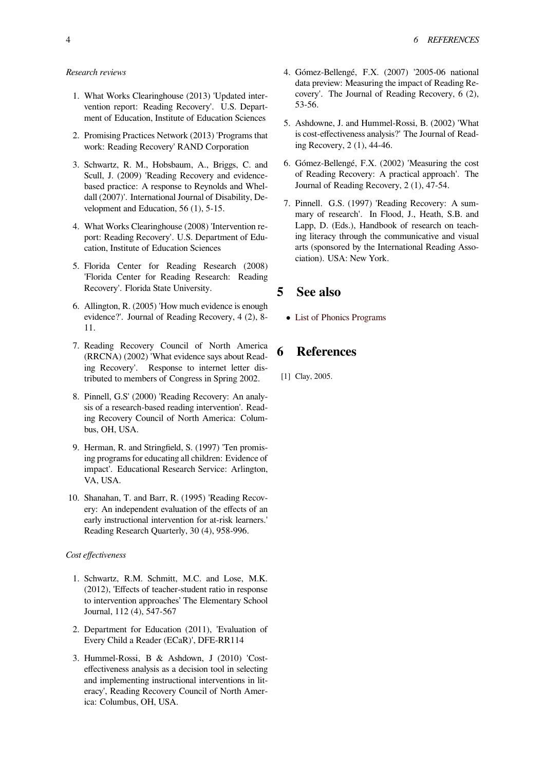*Research reviews*

1. What Works Clearinghouse (2013) 'Updated intervention report: Reading Recovery'. U.S. Department of Education, Institute of Education Sciences
2. Promising Practices Network (2013) 'Programs that work: Reading Recovery' RAND Corporation
3. Schwartz, R. M., Hobsbaum, A., Briggs, C. and Scull, J. (2009) 'Reading Recovery and evidence-based practice: A response to Reynolds and Wheldall (2007)'. International Journal of Disability, Development and Education, 56 (1), 5-15.
4. What Works Clearinghouse (2008) 'Intervention report: Reading Recovery'. U.S. Department of Education, Institute of Education Sciences
5. Florida Center for Reading Research (2008) 'Florida Center for Reading Research: Reading Recovery'. Florida State University.
6. Allington, R. (2005) 'How much evidence is enough evidence?'. Journal of Reading Recovery, 4 (2), 8-11.
7. Reading Recovery Council of North America (RRCNA) (2002) 'What evidence says about Reading Recovery'. Response to internet letter distributed to members of Congress in Spring 2002.
8. Pinnell, G.S' (2000) 'Reading Recovery: An analysis of a research-based reading intervention'. Reading Recovery Council of North America: Columbus, OH, USA.
9. Herman, R. and Stringfield, S. (1997) 'Ten promising programs for educating all children: Evidence of impact'. Educational Research Service: Arlington, VA, USA.
10. Shanahan, T. and Barr, R. (1995) 'Reading Recovery: An independent evaluation of the effects of an early instructional intervention for at-risk learners.' Reading Research Quarterly, 30 (4), 958-996.

*Cost effectiveness*

1. Schwartz, R.M. Schmitt, M.C. and Lose, M.K. (2012), 'Effects of teacher-student ratio in response to intervention approaches' The Elementary School Journal, 112 (4), 547-567
2. Department for Education (2011), 'Evaluation of Every Child a Reader (ECaR)', DFE-RR114
3. Hummel-Rossi, B & Ashdown, J (2010) 'Cost-effectiveness analysis as a decision tool in selecting and implementing instructional interventions in literacy', Reading Recovery Council of North America: Columbus, OH, USA.
4. Gómez-Bellengé, F.X. (2007) '2005-06 national data preview: Measuring the impact of Reading Recovery'. The Journal of Reading Recovery, 6 (2), 53-56.
5. Ashdowne, J. and Hummel-Rossi, B. (2002) 'What is cost-effectiveness analysis?' The Journal of Reading Recovery, 2 (1), 44-46.
6. Gómez-Bellengé, F.X. (2002) 'Measuring the cost of Reading Recovery: A practical approach'. The Journal of Reading Recovery, 2 (1), 47-54.
7. Pinnell. G.S. (1997) 'Reading Recovery: A summary of research'. In Flood, J., Heath, S.B. and Lapp, D. (Eds.), Handbook of research on teaching literacy through the communicative and visual arts (sponsored by the International Reading Association). USA: New York.

## 5 See also

- List of Phonics Programs

## 6 References

[1] Clay, 2005.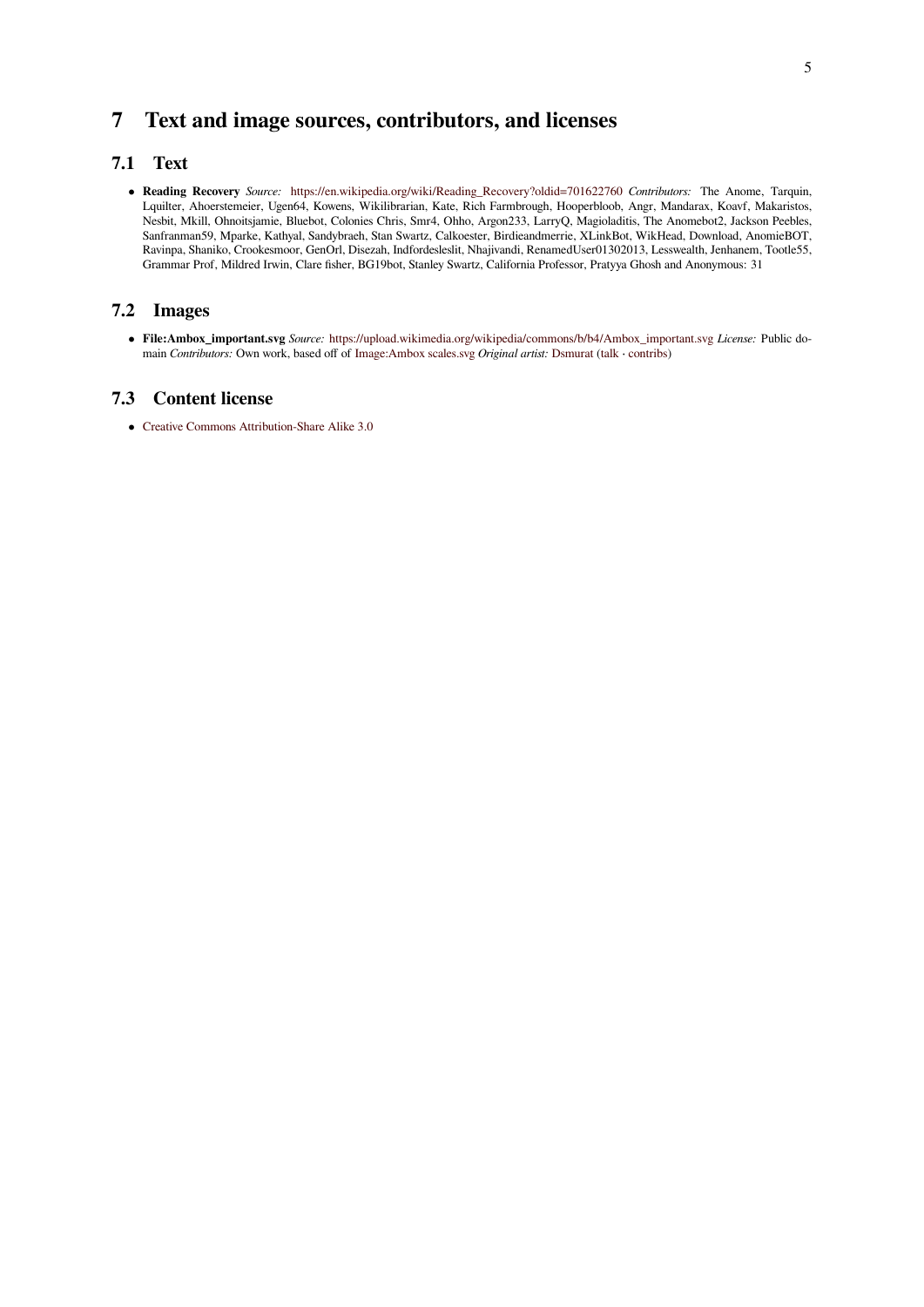# 7 Text and image sources, contributors, and licenses

## 7.1 Text

- **Reading Recovery** *Source:* https://en.wikipedia.org/wiki/Reading_Recovery?oldid=701622760 *Contributors:* The Anome, Tarquin, Lquilter, Ahoerstemeier, Ugen64, Kowens, Wikilibrarian, Kate, Rich Farmbrough, Hooperbloob, Angr, Mandarax, Koavf, Makaristos, Nesbit, Mkill, Ohnoitsjamie, Bluebot, Colonies Chris, Smr4, Ohho, Argon233, LarryQ, Magioladitis, The Anomebot2, Jackson Peebles, Sanfranman59, Mparke, Kathyal, Sandybraeh, Stan Swartz, Calkoester, Birdieandmerrie, XLinkBot, WikHead, Download, AnomieBOT, Ravinpa, Shaniko, Crookesmoor, GenOrl, Disezah, Indfordesleslit, Nhajivandi, RenamedUser01302013, Lesswealth, Jenhanem, Tootle55, Grammar Prof, Mildred Irwin, Clare fisher, BG19bot, Stanley Swartz, California Professor, Pratyya Ghosh and Anonymous: 31

## 7.2 Images

- **File:Ambox_important.svg** *Source:* https://upload.wikimedia.org/wikipedia/commons/b/b4/Ambox_important.svg *License:* Public domain *Contributors:* Own work, based off of Image:Ambox scales.svg *Original artist:* Dsmurat (talk · contribs)

## 7.3 Content license

- Creative Commons Attribution-Share Alike 3.0